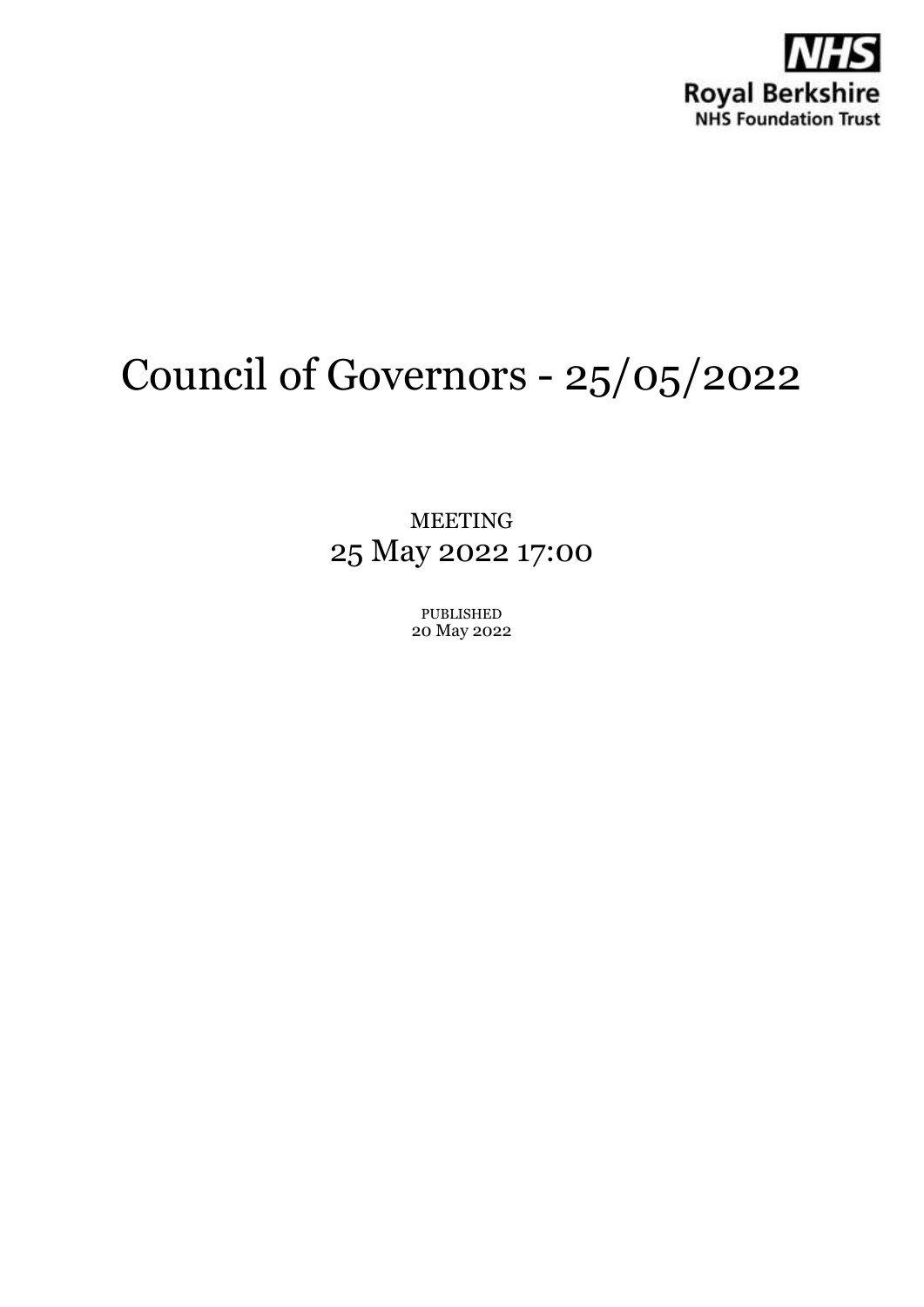NHS
Royal Berkshire
NHS Foundation Trust

# Council of Governors - 25/05/2022

MEETING
25 May 2022 17:00

PUBLISHED
20 May 2022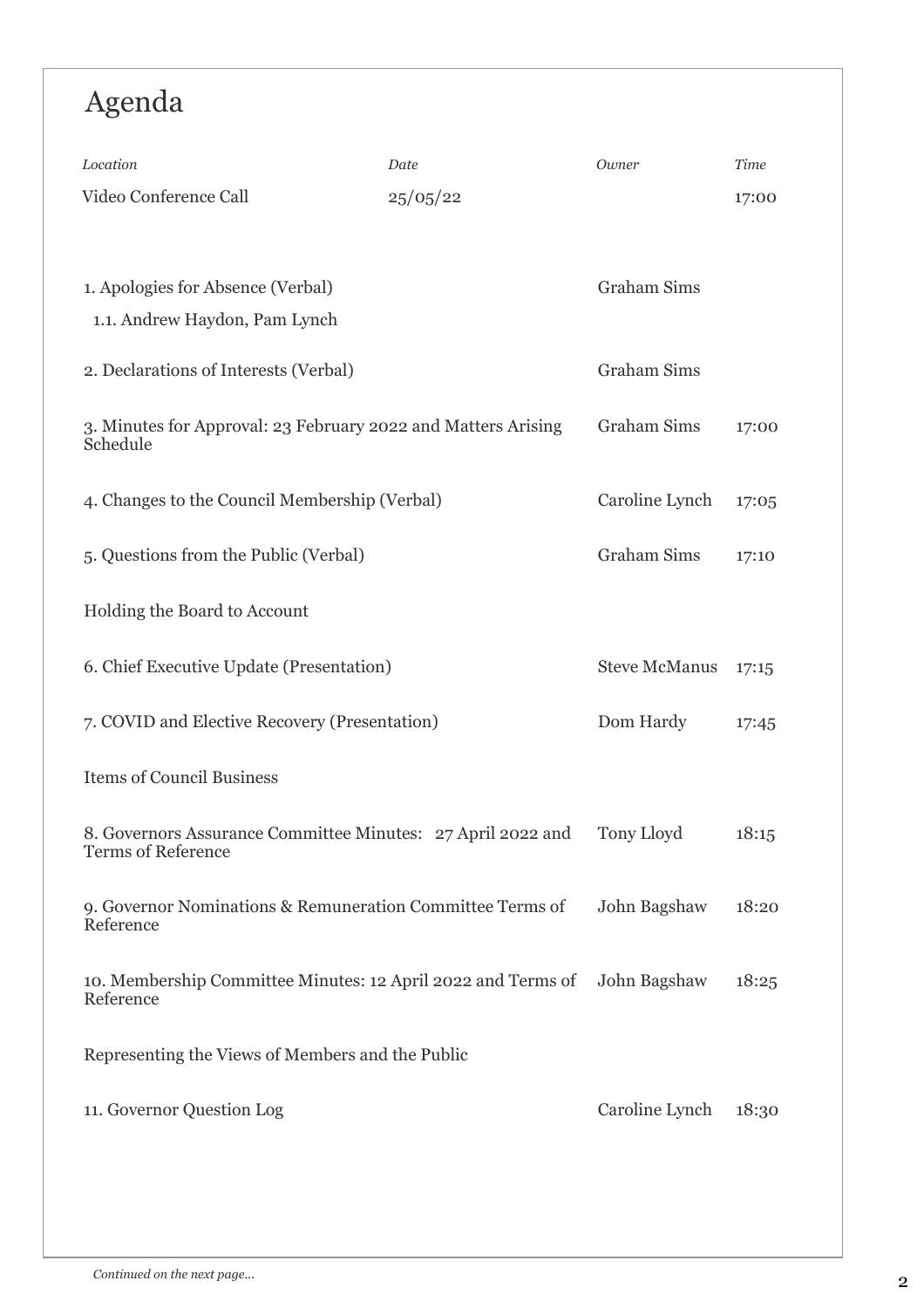# Agenda

| *Location* | *Date* | *Owner* | *Time* |
|---|---|---|---|
| Video Conference Call | 25/05/22 | | 17:00 |

| | | |
|---|---|---|
| 1. Apologies for Absence (Verbal) | Graham Sims | |
| 1.1. Andrew Haydon, Pam Lynch | | |
| 2. Declarations of Interests (Verbal) | Graham Sims | |
| 3. Minutes for Approval: 23 February 2022 and Matters Arising Schedule | Graham Sims | 17:00 |
| 4. Changes to the Council Membership (Verbal) | Caroline Lynch | 17:05 |
| 5. Questions from the Public (Verbal) | Graham Sims | 17:10 |
| Holding the Board to Account | | |
| 6. Chief Executive Update (Presentation) | Steve McManus | 17:15 |
| 7. COVID and Elective Recovery (Presentation) | Dom Hardy | 17:45 |
| Items of Council Business | | |
| 8. Governors Assurance Committee Minutes: 27 April 2022 and Terms of Reference | Tony Lloyd | 18:15 |
| 9. Governor Nominations & Remuneration Committee Terms of Reference | John Bagshaw | 18:20 |
| 10. Membership Committee Minutes: 12 April 2022 and Terms of Reference | John Bagshaw | 18:25 |
| Representing the Views of Members and the Public | | |
| 11. Governor Question Log | Caroline Lynch | 18:30 |

*Continued on the next page...*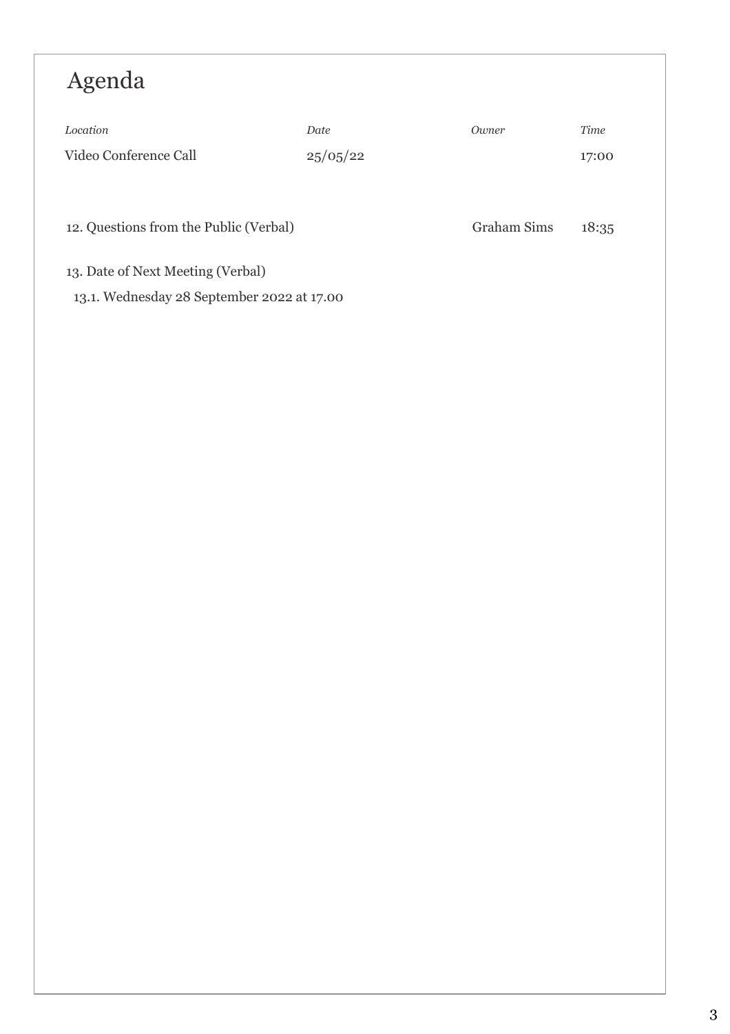# Agenda

| *Location* | *Date* | *Owner* | *Time* |
|---|---|---|---|
| Video Conference Call | 25/05/22 | | 17:00 |

| | | |
|---|---|---|
| 12. Questions from the Public (Verbal) | Graham Sims | 18:35 |

13. Date of Next Meeting (Verbal)

  13.1. Wednesday 28 September 2022 at 17.00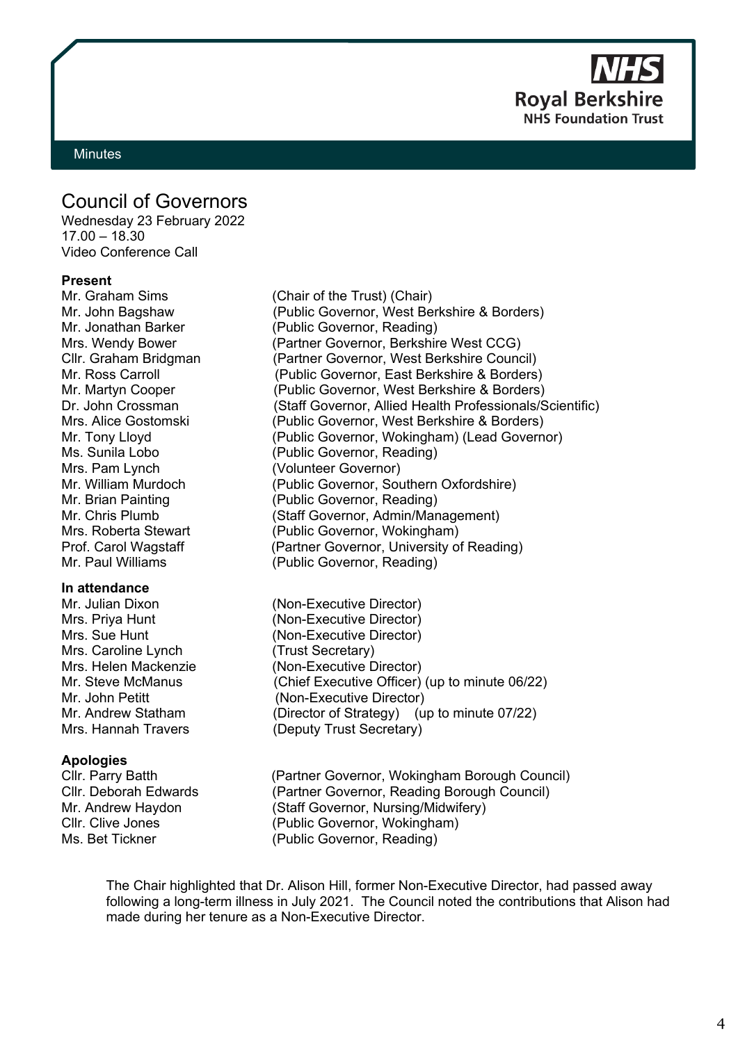**NHS**
**Royal Berkshire**
**NHS Foundation Trust**

Minutes

# Council of Governors

Wednesday 23 February 2022
17.00 – 18.30
Video Conference Call

**Present**

| | |
|---|---|
| Mr. Graham Sims | (Chair of the Trust) (Chair) |
| Mr. John Bagshaw | (Public Governor, West Berkshire & Borders) |
| Mr. Jonathan Barker | (Public Governor, Reading) |
| Mrs. Wendy Bower | (Partner Governor, Berkshire West CCG) |
| Cllr. Graham Bridgman | (Partner Governor, West Berkshire Council) |
| Mr. Ross Carroll | (Public Governor, East Berkshire & Borders) |
| Mr. Martyn Cooper | (Public Governor, West Berkshire & Borders) |
| Dr. John Crossman | (Staff Governor, Allied Health Professionals/Scientific) |
| Mrs. Alice Gostomski | (Public Governor, West Berkshire & Borders) |
| Mr. Tony Lloyd | (Public Governor, Wokingham) (Lead Governor) |
| Ms. Sunila Lobo | (Public Governor, Reading) |
| Mrs. Pam Lynch | (Volunteer Governor) |
| Mr. William Murdoch | (Public Governor, Southern Oxfordshire) |
| Mr. Brian Painting | (Public Governor, Reading) |
| Mr. Chris Plumb | (Staff Governor, Admin/Management) |
| Mrs. Roberta Stewart | (Public Governor, Wokingham) |
| Prof. Carol Wagstaff | (Partner Governor, University of Reading) |
| Mr. Paul Williams | (Public Governor, Reading) |

**In attendance**

| | |
|---|---|
| Mr. Julian Dixon | (Non-Executive Director) |
| Mrs. Priya Hunt | (Non-Executive Director) |
| Mrs. Sue Hunt | (Non-Executive Director) |
| Mrs. Caroline Lynch | (Trust Secretary) |
| Mrs. Helen Mackenzie | (Non-Executive Director) |
| Mr. Steve McManus | (Chief Executive Officer) (up to minute 06/22) |
| Mr. John Petitt | (Non-Executive Director) |
| Mr. Andrew Statham | (Director of Strategy) (up to minute 07/22) |
| Mrs. Hannah Travers | (Deputy Trust Secretary) |

**Apologies**

| | |
|---|---|
| Cllr. Parry Batth | (Partner Governor, Wokingham Borough Council) |
| Cllr. Deborah Edwards | (Partner Governor, Reading Borough Council) |
| Mr. Andrew Haydon | (Staff Governor, Nursing/Midwifery) |
| Cllr. Clive Jones | (Public Governor, Wokingham) |
| Ms. Bet Tickner | (Public Governor, Reading) |

The Chair highlighted that Dr. Alison Hill, former Non-Executive Director, had passed away following a long-term illness in July 2021. The Council noted the contributions that Alison had made during her tenure as a Non-Executive Director.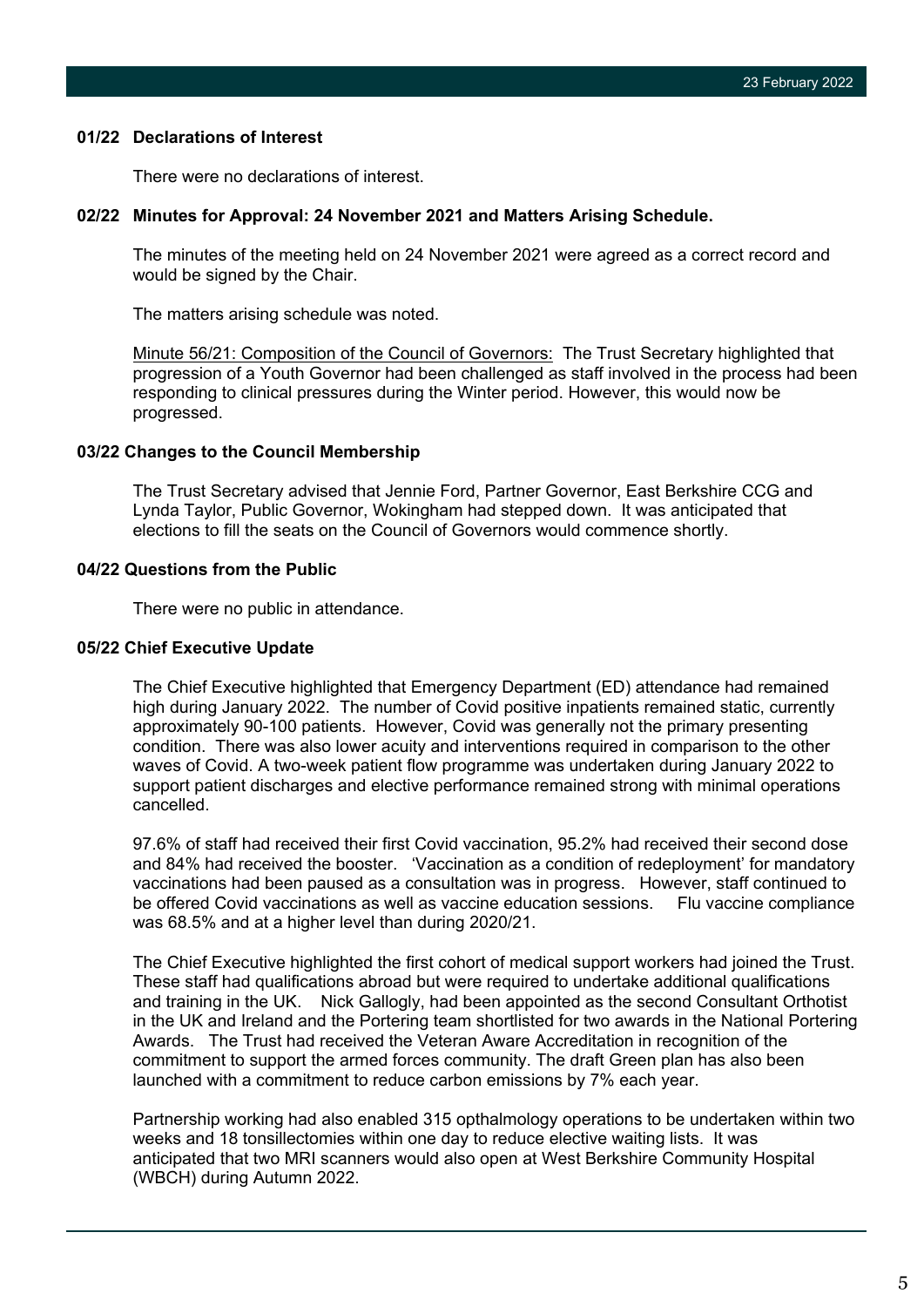### 01/22 Declarations of Interest

There were no declarations of interest.

### 02/22 Minutes for Approval: 24 November 2021 and Matters Arising Schedule.

The minutes of the meeting held on 24 November 2021 were agreed as a correct record and would be signed by the Chair.

The matters arising schedule was noted.

Minute 56/21: Composition of the Council of Governors: The Trust Secretary highlighted that progression of a Youth Governor had been challenged as staff involved in the process had been responding to clinical pressures during the Winter period. However, this would now be progressed.

### 03/22 Changes to the Council Membership

The Trust Secretary advised that Jennie Ford, Partner Governor, East Berkshire CCG and Lynda Taylor, Public Governor, Wokingham had stepped down. It was anticipated that elections to fill the seats on the Council of Governors would commence shortly.

### 04/22 Questions from the Public

There were no public in attendance.

### 05/22 Chief Executive Update

The Chief Executive highlighted that Emergency Department (ED) attendance had remained high during January 2022. The number of Covid positive inpatients remained static, currently approximately 90-100 patients. However, Covid was generally not the primary presenting condition. There was also lower acuity and interventions required in comparison to the other waves of Covid. A two-week patient flow programme was undertaken during January 2022 to support patient discharges and elective performance remained strong with minimal operations cancelled.

97.6% of staff had received their first Covid vaccination, 95.2% had received their second dose and 84% had received the booster. 'Vaccination as a condition of redeployment' for mandatory vaccinations had been paused as a consultation was in progress. However, staff continued to be offered Covid vaccinations as well as vaccine education sessions. Flu vaccine compliance was 68.5% and at a higher level than during 2020/21.

The Chief Executive highlighted the first cohort of medical support workers had joined the Trust. These staff had qualifications abroad but were required to undertake additional qualifications and training in the UK. Nick Gallogly, had been appointed as the second Consultant Orthotist in the UK and Ireland and the Portering team shortlisted for two awards in the National Portering Awards. The Trust had received the Veteran Aware Accreditation in recognition of the commitment to support the armed forces community. The draft Green plan has also been launched with a commitment to reduce carbon emissions by 7% each year.

Partnership working had also enabled 315 opthalmology operations to be undertaken within two weeks and 18 tonsillectomies within one day to reduce elective waiting lists. It was anticipated that two MRI scanners would also open at West Berkshire Community Hospital (WBCH) during Autumn 2022.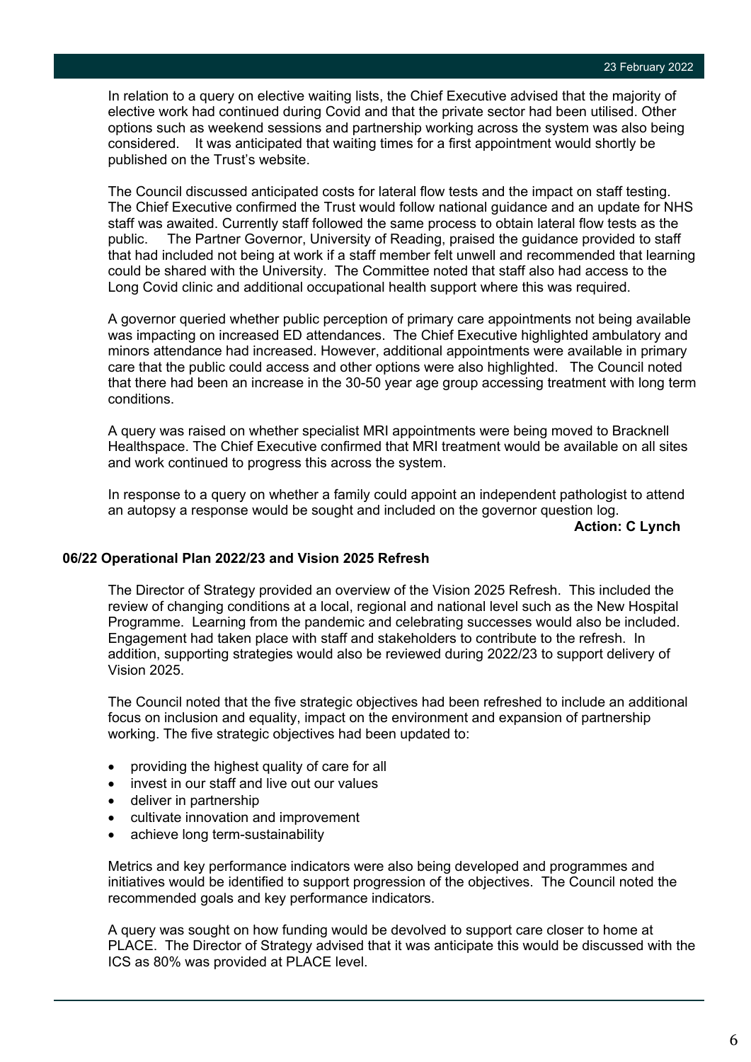In relation to a query on elective waiting lists, the Chief Executive advised that the majority of elective work had continued during Covid and that the private sector had been utilised. Other options such as weekend sessions and partnership working across the system was also being considered.   It was anticipated that waiting times for a first appointment would shortly be published on the Trust's website.

The Council discussed anticipated costs for lateral flow tests and the impact on staff testing. The Chief Executive confirmed the Trust would follow national guidance and an update for NHS staff was awaited. Currently staff followed the same process to obtain lateral flow tests as the public.   The Partner Governor, University of Reading, praised the guidance provided to staff that had included not being at work if a staff member felt unwell and recommended that learning could be shared with the University.  The Committee noted that staff also had access to the Long Covid clinic and additional occupational health support where this was required.

A governor queried whether public perception of primary care appointments not being available was impacting on increased ED attendances.  The Chief Executive highlighted ambulatory and minors attendance had increased. However, additional appointments were available in primary care that the public could access and other options were also highlighted.   The Council noted that there had been an increase in the 30-50 year age group accessing treatment with long term conditions.

A query was raised on whether specialist MRI appointments were being moved to Bracknell Healthspace. The Chief Executive confirmed that MRI treatment would be available on all sites and work continued to progress this across the system.

In response to a query on whether a family could appoint an independent pathologist to attend an autopsy a response would be sought and included on the governor question log.

**Action: C Lynch**

**06/22 Operational Plan 2022/23 and Vision 2025 Refresh**

The Director of Strategy provided an overview of the Vision 2025 Refresh.  This included the review of changing conditions at a local, regional and national level such as the New Hospital Programme.  Learning from the pandemic and celebrating successes would also be included. Engagement had taken place with staff and stakeholders to contribute to the refresh.  In addition, supporting strategies would also be reviewed during 2022/23 to support delivery of Vision 2025.

The Council noted that the five strategic objectives had been refreshed to include an additional focus on inclusion and equality, impact on the environment and expansion of partnership working. The five strategic objectives had been updated to:

- providing the highest quality of care for all
- invest in our staff and live out our values
- deliver in partnership
- cultivate innovation and improvement
- achieve long term-sustainability

Metrics and key performance indicators were also being developed and programmes and initiatives would be identified to support progression of the objectives.  The Council noted the recommended goals and key performance indicators.

A query was sought on how funding would be devolved to support care closer to home at PLACE.  The Director of Strategy advised that it was anticipate this would be discussed with the ICS as 80% was provided at PLACE level.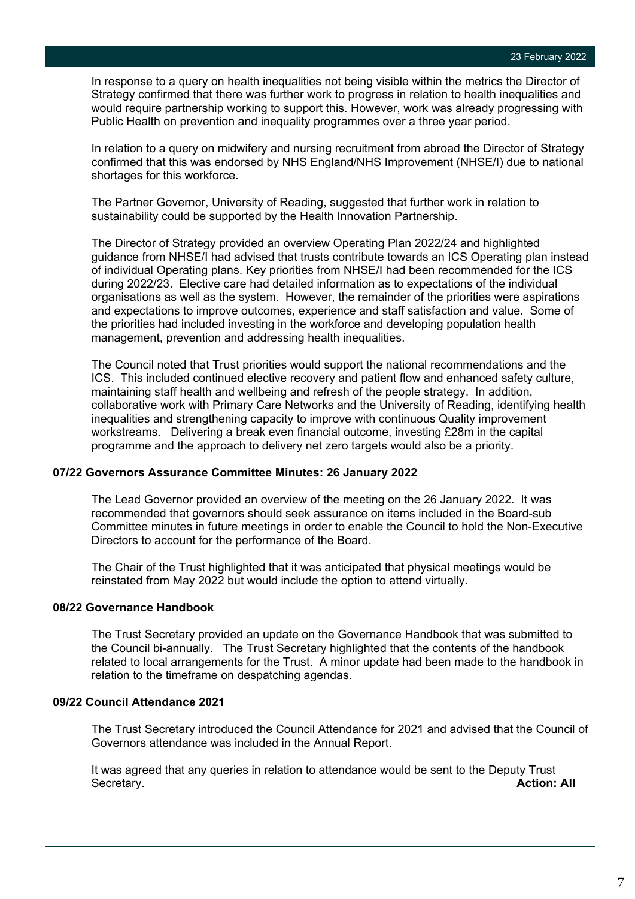In response to a query on health inequalities not being visible within the metrics the Director of Strategy confirmed that there was further work to progress in relation to health inequalities and would require partnership working to support this. However, work was already progressing with Public Health on prevention and inequality programmes over a three year period.

In relation to a query on midwifery and nursing recruitment from abroad the Director of Strategy confirmed that this was endorsed by NHS England/NHS Improvement (NHSE/I) due to national shortages for this workforce.

The Partner Governor, University of Reading, suggested that further work in relation to sustainability could be supported by the Health Innovation Partnership.

The Director of Strategy provided an overview Operating Plan 2022/24 and highlighted guidance from NHSE/I had advised that trusts contribute towards an ICS Operating plan instead of individual Operating plans. Key priorities from NHSE/I had been recommended for the ICS during 2022/23. Elective care had detailed information as to expectations of the individual organisations as well as the system. However, the remainder of the priorities were aspirations and expectations to improve outcomes, experience and staff satisfaction and value. Some of the priorities had included investing in the workforce and developing population health management, prevention and addressing health inequalities.

The Council noted that Trust priorities would support the national recommendations and the ICS. This included continued elective recovery and patient flow and enhanced safety culture, maintaining staff health and wellbeing and refresh of the people strategy. In addition, collaborative work with Primary Care Networks and the University of Reading, identifying health inequalities and strengthening capacity to improve with continuous Quality improvement workstreams. Delivering a break even financial outcome, investing £28m in the capital programme and the approach to delivery net zero targets would also be a priority.

**07/22 Governors Assurance Committee Minutes: 26 January 2022**

The Lead Governor provided an overview of the meeting on the 26 January 2022. It was recommended that governors should seek assurance on items included in the Board-sub Committee minutes in future meetings in order to enable the Council to hold the Non-Executive Directors to account for the performance of the Board.

The Chair of the Trust highlighted that it was anticipated that physical meetings would be reinstated from May 2022 but would include the option to attend virtually.

**08/22 Governance Handbook**

The Trust Secretary provided an update on the Governance Handbook that was submitted to the Council bi-annually. The Trust Secretary highlighted that the contents of the handbook related to local arrangements for the Trust. A minor update had been made to the handbook in relation to the timeframe on despatching agendas.

**09/22 Council Attendance 2021**

The Trust Secretary introduced the Council Attendance for 2021 and advised that the Council of Governors attendance was included in the Annual Report.

It was agreed that any queries in relation to attendance would be sent to the Deputy Trust Secretary. **Action: All**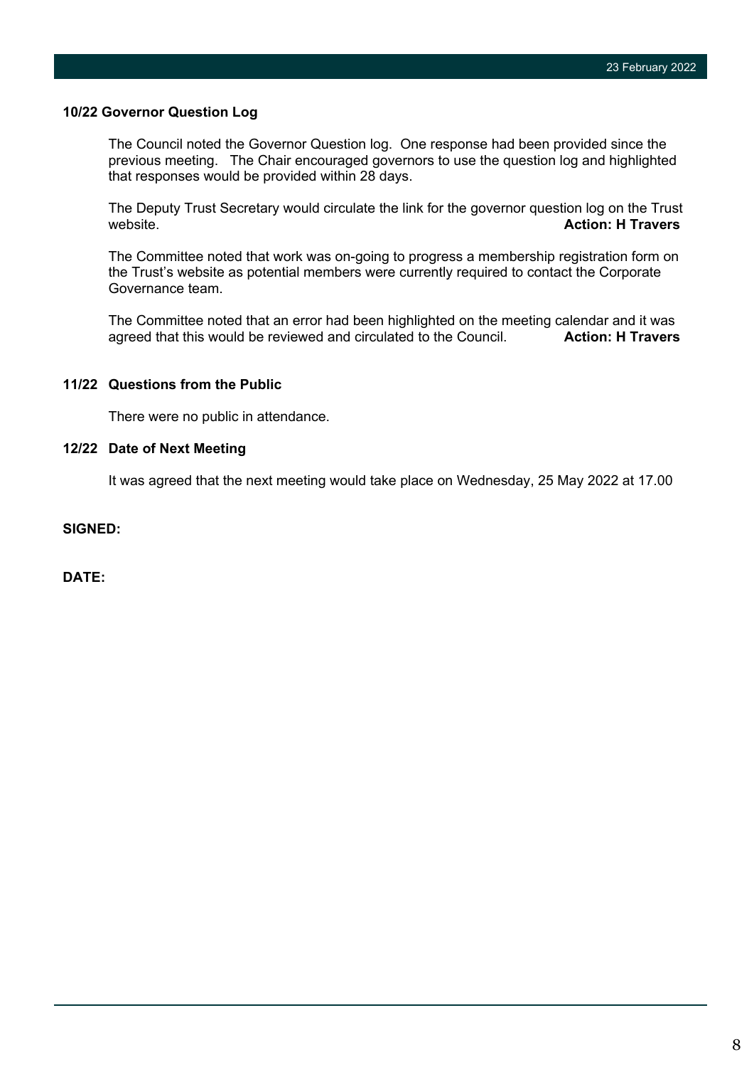**10/22 Governor Question Log**

The Council noted the Governor Question log. One response had been provided since the previous meeting. The Chair encouraged governors to use the question log and highlighted that responses would be provided within 28 days.

The Deputy Trust Secretary would circulate the link for the governor question log on the Trust website. **Action: H Travers**

The Committee noted that work was on-going to progress a membership registration form on the Trust's website as potential members were currently required to contact the Corporate Governance team.

The Committee noted that an error had been highlighted on the meeting calendar and it was agreed that this would be reviewed and circulated to the Council. **Action: H Travers**

**11/22 Questions from the Public**

There were no public in attendance.

**12/22 Date of Next Meeting**

It was agreed that the next meeting would take place on Wednesday, 25 May 2022 at 17.00

**SIGNED:**

**DATE:**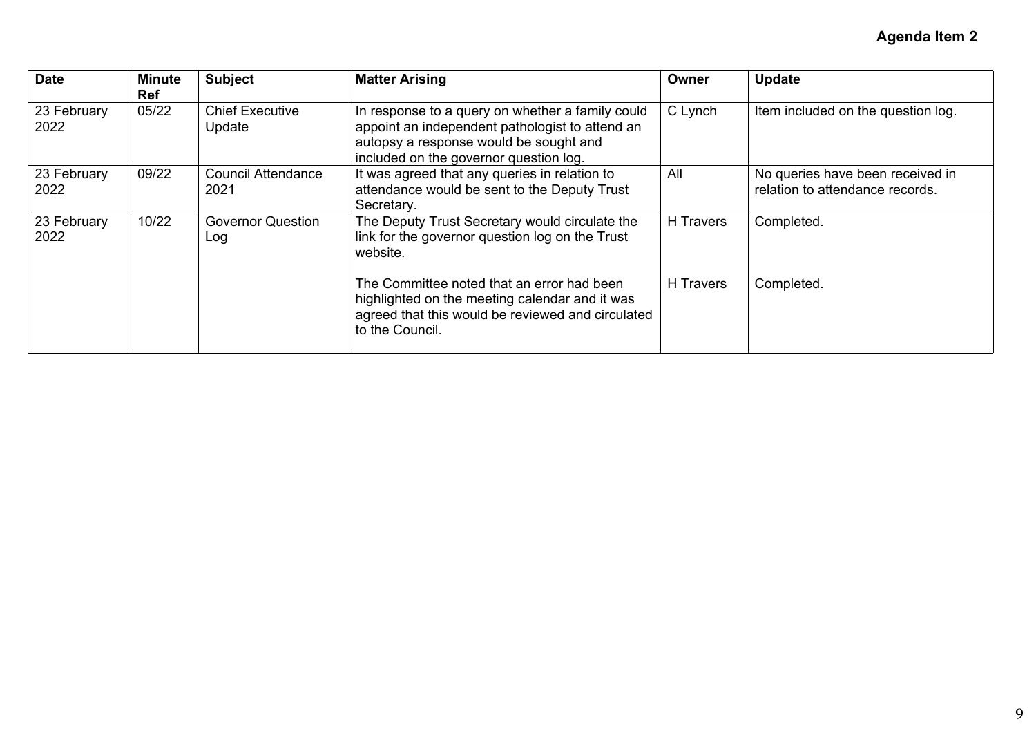**Agenda Item 2**

| Date | Minute Ref | Subject | Matter Arising | Owner | Update |
|---|---|---|---|---|---|
| 23 February 2022 | 05/22 | Chief Executive Update | In response to a query on whether a family could appoint an independent pathologist to attend an autopsy a response would be sought and included on the governor question log. | C Lynch | Item included on the question log. |
| 23 February 2022 | 09/22 | Council Attendance 2021 | It was agreed that any queries in relation to attendance would be sent to the Deputy Trust Secretary. | All | No queries have been received in relation to attendance records. |
| 23 February 2022 | 10/22 | Governor Question Log | The Deputy Trust Secretary would circulate the link for the governor question log on the Trust website. | H Travers | Completed. |
| | | | The Committee noted that an error had been highlighted on the meeting calendar and it was agreed that this would be reviewed and circulated to the Council. | H Travers | Completed. |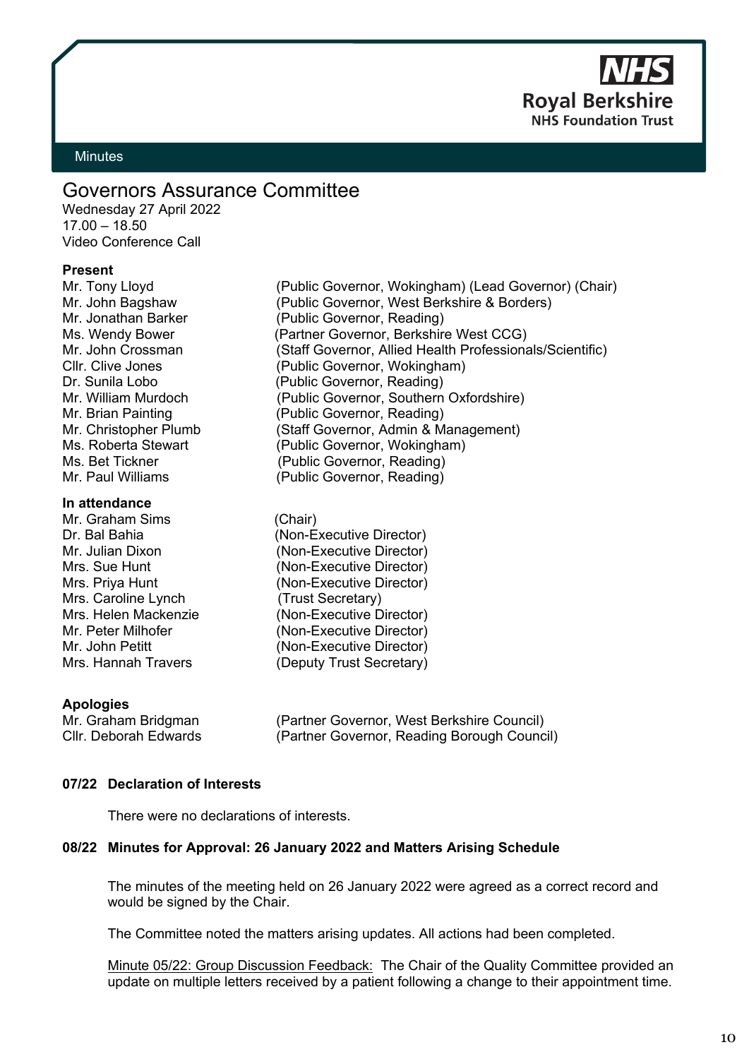NHS Royal Berkshire NHS Foundation Trust

Minutes

# Governors Assurance Committee

Wednesday 27 April 2022
17.00 – 18.50
Video Conference Call

**Present**

| | |
|---|---|
| Mr. Tony Lloyd | (Public Governor, Wokingham) (Lead Governor) (Chair) |
| Mr. John Bagshaw | (Public Governor, West Berkshire & Borders) |
| Mr. Jonathan Barker | (Public Governor, Reading) |
| Ms. Wendy Bower | (Partner Governor, Berkshire West CCG) |
| Mr. John Crossman | (Staff Governor, Allied Health Professionals/Scientific) |
| Cllr. Clive Jones | (Public Governor, Wokingham) |
| Dr. Sunila Lobo | (Public Governor, Reading) |
| Mr. William Murdoch | (Public Governor, Southern Oxfordshire) |
| Mr. Brian Painting | (Public Governor, Reading) |
| Mr. Christopher Plumb | (Staff Governor, Admin & Management) |
| Ms. Roberta Stewart | (Public Governor, Wokingham) |
| Ms. Bet Tickner | (Public Governor, Reading) |
| Mr. Paul Williams | (Public Governor, Reading) |

**In attendance**

| | |
|---|---|
| Mr. Graham Sims | (Chair) |
| Dr. Bal Bahia | (Non-Executive Director) |
| Mr. Julian Dixon | (Non-Executive Director) |
| Mrs. Sue Hunt | (Non-Executive Director) |
| Mrs. Priya Hunt | (Non-Executive Director) |
| Mrs. Caroline Lynch | (Trust Secretary) |
| Mrs. Helen Mackenzie | (Non-Executive Director) |
| Mr. Peter Milhofer | (Non-Executive Director) |
| Mr. John Petitt | (Non-Executive Director) |
| Mrs. Hannah Travers | (Deputy Trust Secretary) |

**Apologies**

| | |
|---|---|
| Mr. Graham Bridgman | (Partner Governor, West Berkshire Council) |
| Cllr. Deborah Edwards | (Partner Governor, Reading Borough Council) |

**07/22 Declaration of Interests**

There were no declarations of interests.

**08/22 Minutes for Approval: 26 January 2022 and Matters Arising Schedule**

The minutes of the meeting held on 26 January 2022 were agreed as a correct record and would be signed by the Chair.

The Committee noted the matters arising updates. All actions had been completed.

Minute 05/22: Group Discussion Feedback: The Chair of the Quality Committee provided an update on multiple letters received by a patient following a change to their appointment time.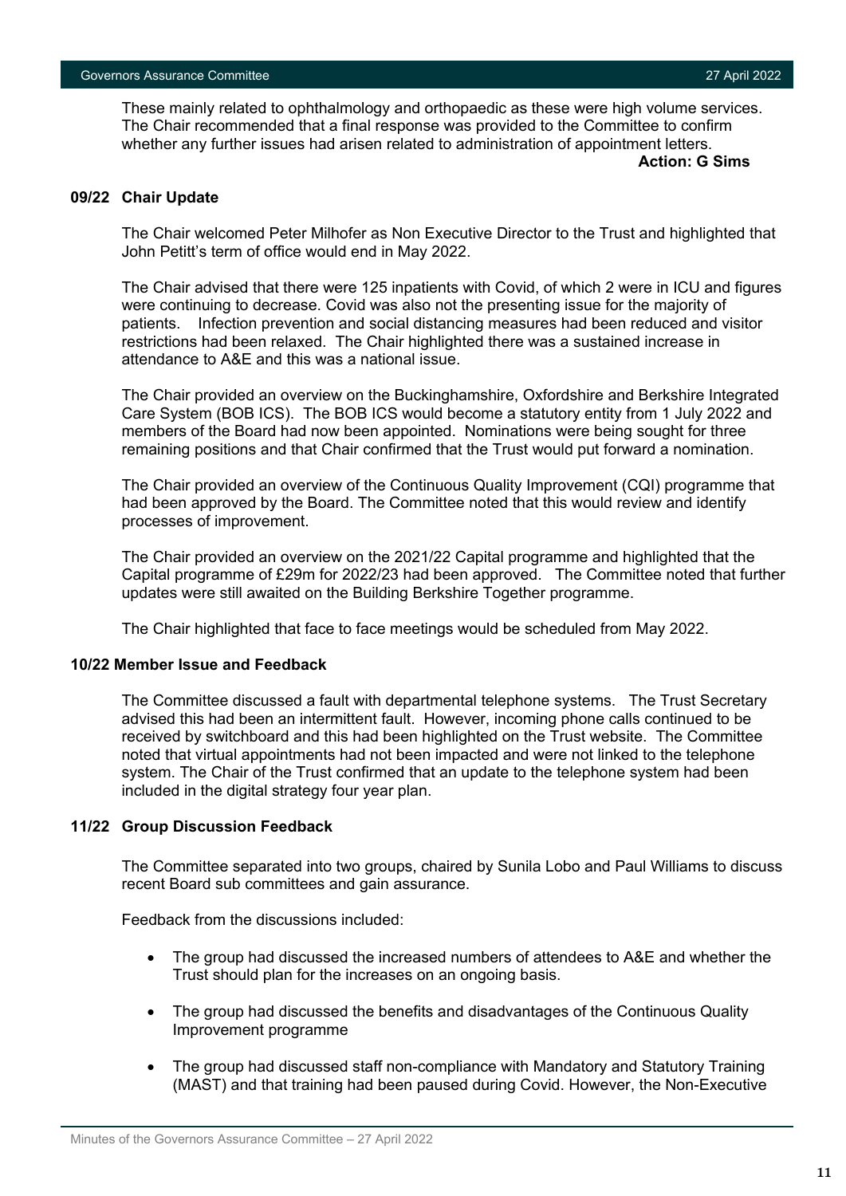These mainly related to ophthalmology and orthopaedic as these were high volume services. The Chair recommended that a final response was provided to the Committee to confirm whether any further issues had arisen related to administration of appointment letters.

**Action: G Sims**

### 09/22 Chair Update

The Chair welcomed Peter Milhofer as Non Executive Director to the Trust and highlighted that John Petitt's term of office would end in May 2022.

The Chair advised that there were 125 inpatients with Covid, of which 2 were in ICU and figures were continuing to decrease. Covid was also not the presenting issue for the majority of patients. Infection prevention and social distancing measures had been reduced and visitor restrictions had been relaxed. The Chair highlighted there was a sustained increase in attendance to A&E and this was a national issue.

The Chair provided an overview on the Buckinghamshire, Oxfordshire and Berkshire Integrated Care System (BOB ICS). The BOB ICS would become a statutory entity from 1 July 2022 and members of the Board had now been appointed. Nominations were being sought for three remaining positions and that Chair confirmed that the Trust would put forward a nomination.

The Chair provided an overview of the Continuous Quality Improvement (CQI) programme that had been approved by the Board. The Committee noted that this would review and identify processes of improvement.

The Chair provided an overview on the 2021/22 Capital programme and highlighted that the Capital programme of £29m for 2022/23 had been approved. The Committee noted that further updates were still awaited on the Building Berkshire Together programme.

The Chair highlighted that face to face meetings would be scheduled from May 2022.

### 10/22 Member Issue and Feedback

The Committee discussed a fault with departmental telephone systems. The Trust Secretary advised this had been an intermittent fault. However, incoming phone calls continued to be received by switchboard and this had been highlighted on the Trust website. The Committee noted that virtual appointments had not been impacted and were not linked to the telephone system. The Chair of the Trust confirmed that an update to the telephone system had been included in the digital strategy four year plan.

### 11/22 Group Discussion Feedback

The Committee separated into two groups, chaired by Sunila Lobo and Paul Williams to discuss recent Board sub committees and gain assurance.

Feedback from the discussions included:

- The group had discussed the increased numbers of attendees to A&E and whether the Trust should plan for the increases on an ongoing basis.
- The group had discussed the benefits and disadvantages of the Continuous Quality Improvement programme
- The group had discussed staff non-compliance with Mandatory and Statutory Training (MAST) and that training had been paused during Covid. However, the Non-Executive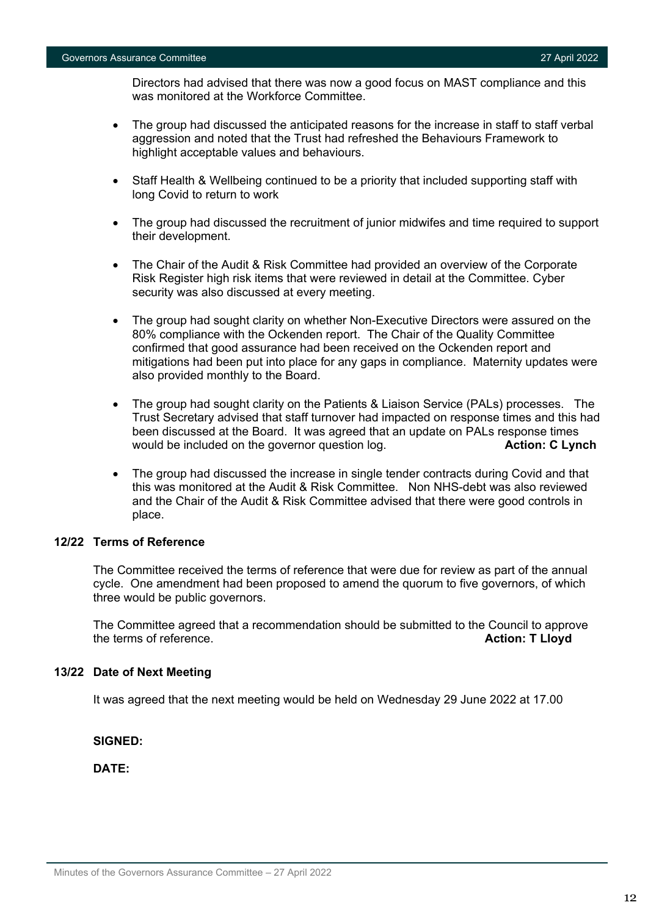Directors had advised that there was now a good focus on MAST compliance and this was monitored at the Workforce Committee.

- The group had discussed the anticipated reasons for the increase in staff to staff verbal aggression and noted that the Trust had refreshed the Behaviours Framework to highlight acceptable values and behaviours.
- Staff Health & Wellbeing continued to be a priority that included supporting staff with long Covid to return to work
- The group had discussed the recruitment of junior midwifes and time required to support their development.
- The Chair of the Audit & Risk Committee had provided an overview of the Corporate Risk Register high risk items that were reviewed in detail at the Committee. Cyber security was also discussed at every meeting.
- The group had sought clarity on whether Non-Executive Directors were assured on the 80% compliance with the Ockenden report. The Chair of the Quality Committee confirmed that good assurance had been received on the Ockenden report and mitigations had been put into place for any gaps in compliance. Maternity updates were also provided monthly to the Board.
- The group had sought clarity on the Patients & Liaison Service (PALs) processes. The Trust Secretary advised that staff turnover had impacted on response times and this had been discussed at the Board. It was agreed that an update on PALs response times would be included on the governor question log. **Action: C Lynch**
- The group had discussed the increase in single tender contracts during Covid and that this was monitored at the Audit & Risk Committee. Non NHS-debt was also reviewed and the Chair of the Audit & Risk Committee advised that there were good controls in place.

### 12/22 Terms of Reference

The Committee received the terms of reference that were due for review as part of the annual cycle. One amendment had been proposed to amend the quorum to five governors, of which three would be public governors.

The Committee agreed that a recommendation should be submitted to the Council to approve the terms of reference. **Action: T Lloyd**

### 13/22 Date of Next Meeting

It was agreed that the next meeting would be held on Wednesday 29 June 2022 at 17.00

**SIGNED:**

**DATE:**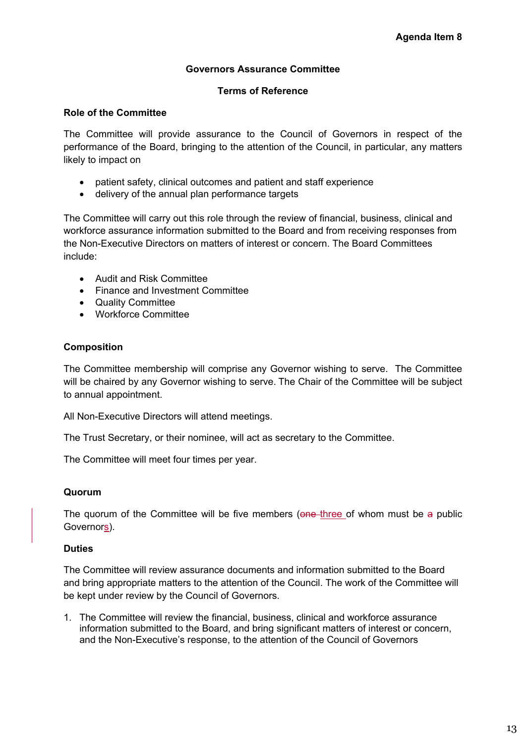**Agenda Item 8**

## Governors Assurance Committee

### Terms of Reference

**Role of the Committee**

The Committee will provide assurance to the Council of Governors in respect of the performance of the Board, bringing to the attention of the Council, in particular, any matters likely to impact on

- patient safety, clinical outcomes and patient and staff experience
- delivery of the annual plan performance targets

The Committee will carry out this role through the review of financial, business, clinical and workforce assurance information submitted to the Board and from receiving responses from the Non-Executive Directors on matters of interest or concern. The Board Committees include:

- Audit and Risk Committee
- Finance and Investment Committee
- Quality Committee
- Workforce Committee

**Composition**

The Committee membership will comprise any Governor wishing to serve. The Committee will be chaired by any Governor wishing to serve. The Chair of the Committee will be subject to annual appointment.

All Non-Executive Directors will attend meetings.

The Trust Secretary, or their nominee, will act as secretary to the Committee.

The Committee will meet four times per year.

**Quorum**

The quorum of the Committee will be five members (~~one~~ three of whom must be ~~a~~ public Governors).

**Duties**

The Committee will review assurance documents and information submitted to the Board and bring appropriate matters to the attention of the Council. The work of the Committee will be kept under review by the Council of Governors.

1. The Committee will review the financial, business, clinical and workforce assurance information submitted to the Board, and bring significant matters of interest or concern, and the Non-Executive's response, to the attention of the Council of Governors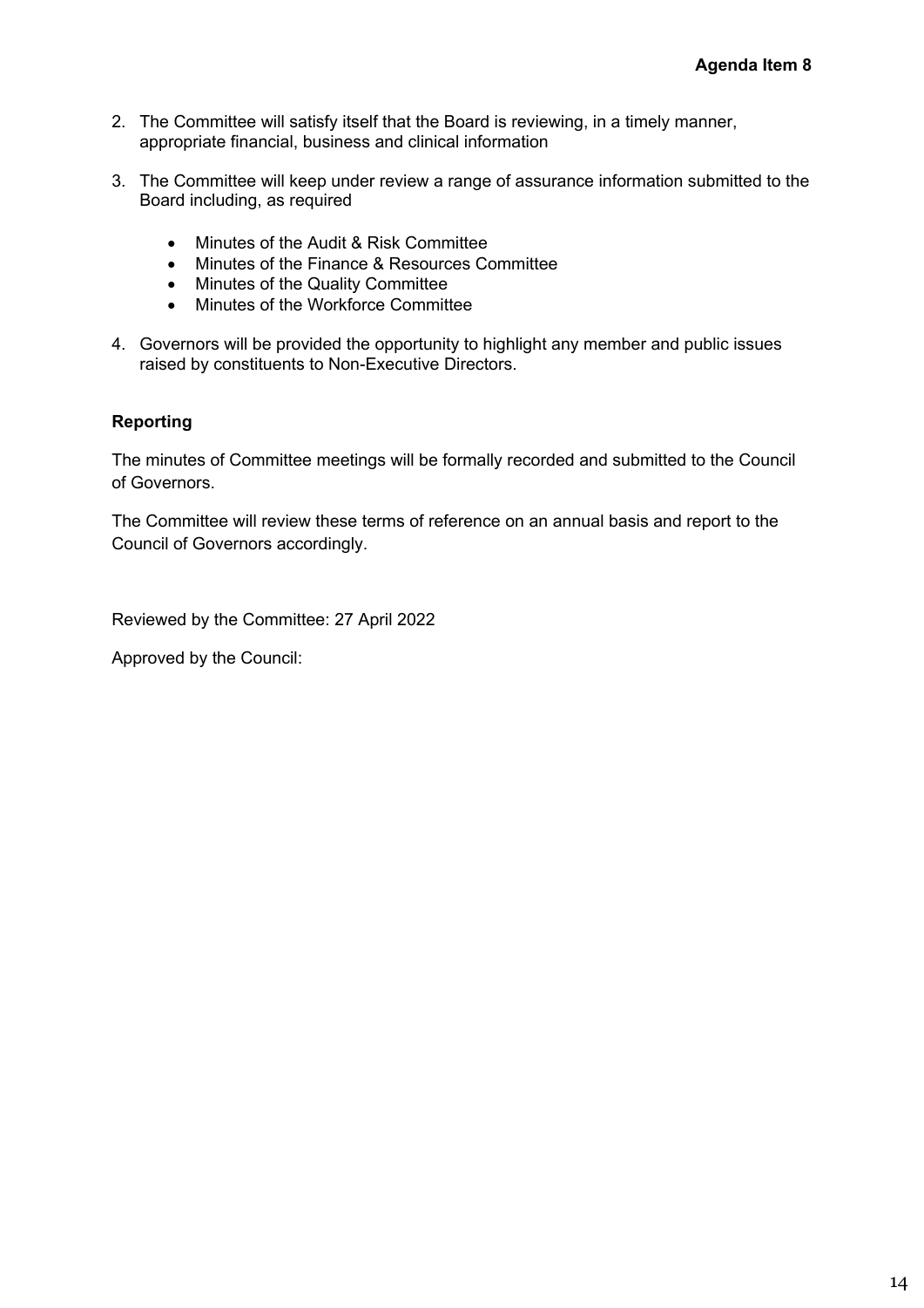**Agenda Item 8**

2. The Committee will satisfy itself that the Board is reviewing, in a timely manner, appropriate financial, business and clinical information

3. The Committee will keep under review a range of assurance information submitted to the Board including, as required

    - Minutes of the Audit & Risk Committee
    - Minutes of the Finance & Resources Committee
    - Minutes of the Quality Committee
    - Minutes of the Workforce Committee

4. Governors will be provided the opportunity to highlight any member and public issues raised by constituents to Non-Executive Directors.

**Reporting**

The minutes of Committee meetings will be formally recorded and submitted to the Council of Governors.

The Committee will review these terms of reference on an annual basis and report to the Council of Governors accordingly.

Reviewed by the Committee: 27 April 2022

Approved by the Council: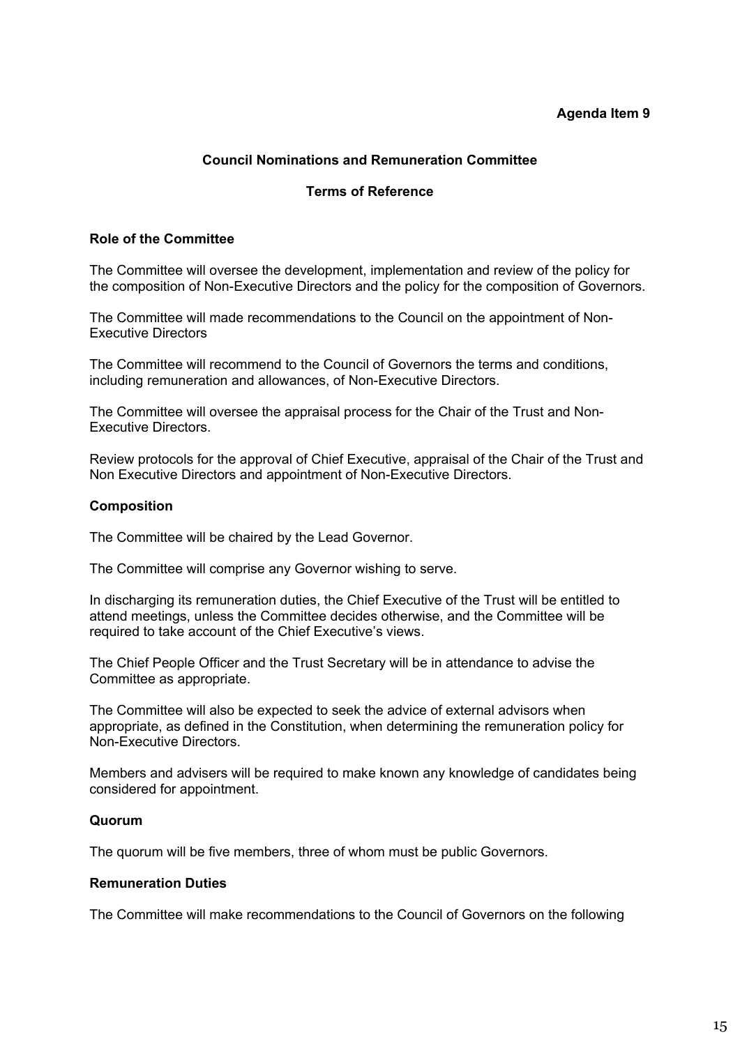**Agenda Item 9**

## Council Nominations and Remuneration Committee

## Terms of Reference

### Role of the Committee

The Committee will oversee the development, implementation and review of the policy for the composition of Non-Executive Directors and the policy for the composition of Governors.

The Committee will made recommendations to the Council on the appointment of Non-Executive Directors

The Committee will recommend to the Council of Governors the terms and conditions, including remuneration and allowances, of Non-Executive Directors.

The Committee will oversee the appraisal process for the Chair of the Trust and Non-Executive Directors.

Review protocols for the approval of Chief Executive, appraisal of the Chair of the Trust and Non Executive Directors and appointment of Non-Executive Directors.

### Composition

The Committee will be chaired by the Lead Governor.

The Committee will comprise any Governor wishing to serve.

In discharging its remuneration duties, the Chief Executive of the Trust will be entitled to attend meetings, unless the Committee decides otherwise, and the Committee will be required to take account of the Chief Executive's views.

The Chief People Officer and the Trust Secretary will be in attendance to advise the Committee as appropriate.

The Committee will also be expected to seek the advice of external advisors when appropriate, as defined in the Constitution, when determining the remuneration policy for Non-Executive Directors.

Members and advisers will be required to make known any knowledge of candidates being considered for appointment.

### Quorum

The quorum will be five members, three of whom must be public Governors.

### Remuneration Duties

The Committee will make recommendations to the Council of Governors on the following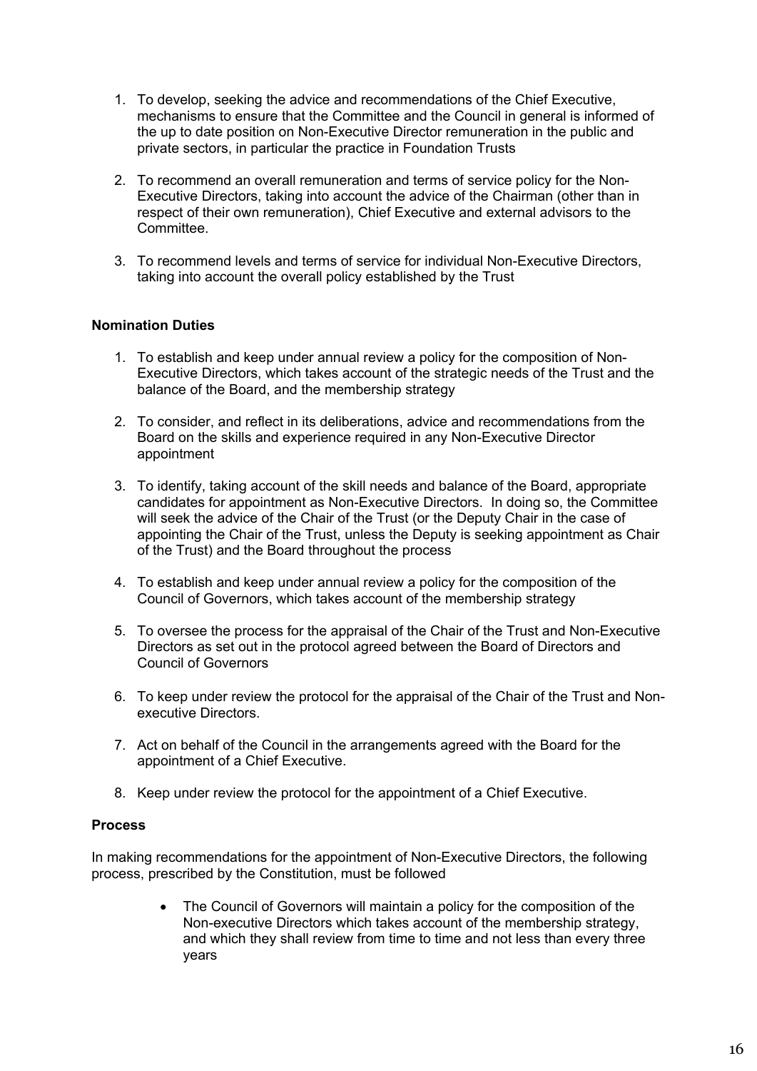1. To develop, seeking the advice and recommendations of the Chief Executive, mechanisms to ensure that the Committee and the Council in general is informed of the up to date position on Non-Executive Director remuneration in the public and private sectors, in particular the practice in Foundation Trusts

2. To recommend an overall remuneration and terms of service policy for the Non-Executive Directors, taking into account the advice of the Chairman (other than in respect of their own remuneration), Chief Executive and external advisors to the Committee.

3. To recommend levels and terms of service for individual Non-Executive Directors, taking into account the overall policy established by the Trust

**Nomination Duties**

1. To establish and keep under annual review a policy for the composition of Non-Executive Directors, which takes account of the strategic needs of the Trust and the balance of the Board, and the membership strategy

2. To consider, and reflect in its deliberations, advice and recommendations from the Board on the skills and experience required in any Non-Executive Director appointment

3. To identify, taking account of the skill needs and balance of the Board, appropriate candidates for appointment as Non-Executive Directors. In doing so, the Committee will seek the advice of the Chair of the Trust (or the Deputy Chair in the case of appointing the Chair of the Trust, unless the Deputy is seeking appointment as Chair of the Trust) and the Board throughout the process

4. To establish and keep under annual review a policy for the composition of the Council of Governors, which takes account of the membership strategy

5. To oversee the process for the appraisal of the Chair of the Trust and Non-Executive Directors as set out in the protocol agreed between the Board of Directors and Council of Governors

6. To keep under review the protocol for the appraisal of the Chair of the Trust and Non-executive Directors.

7. Act on behalf of the Council in the arrangements agreed with the Board for the appointment of a Chief Executive.

8. Keep under review the protocol for the appointment of a Chief Executive.

**Process**

In making recommendations for the appointment of Non-Executive Directors, the following process, prescribed by the Constitution, must be followed

- The Council of Governors will maintain a policy for the composition of the Non-executive Directors which takes account of the membership strategy, and which they shall review from time to time and not less than every three years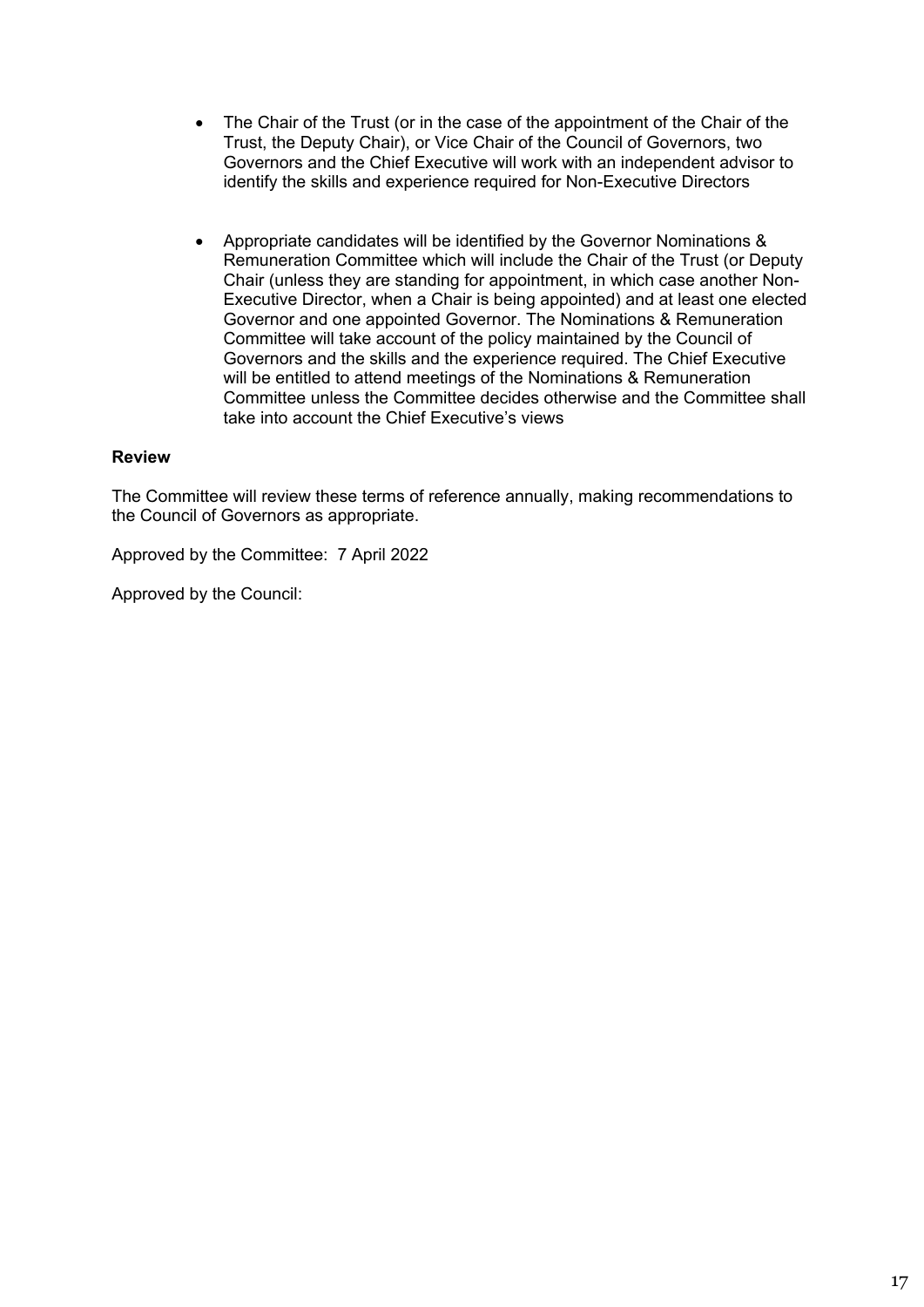- The Chair of the Trust (or in the case of the appointment of the Chair of the Trust, the Deputy Chair), or Vice Chair of the Council of Governors, two Governors and the Chief Executive will work with an independent advisor to identify the skills and experience required for Non-Executive Directors

- Appropriate candidates will be identified by the Governor Nominations & Remuneration Committee which will include the Chair of the Trust (or Deputy Chair (unless they are standing for appointment, in which case another Non-Executive Director, when a Chair is being appointed) and at least one elected Governor and one appointed Governor. The Nominations & Remuneration Committee will take account of the policy maintained by the Council of Governors and the skills and the experience required. The Chief Executive will be entitled to attend meetings of the Nominations & Remuneration Committee unless the Committee decides otherwise and the Committee shall take into account the Chief Executive's views

**Review**

The Committee will review these terms of reference annually, making recommendations to the Council of Governors as appropriate.

Approved by the Committee: 7 April 2022

Approved by the Council: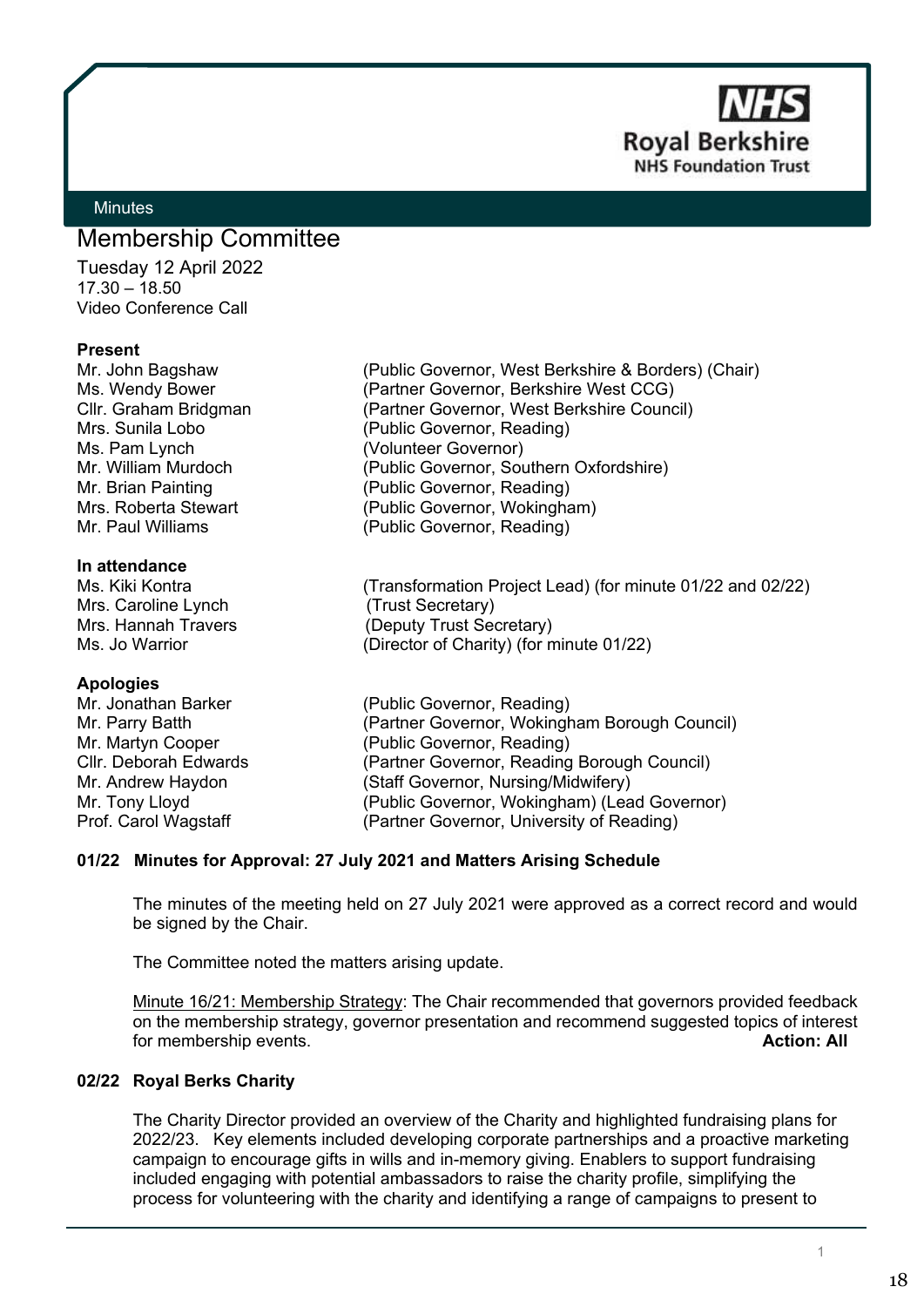Minutes

# Membership Committee

Tuesday 12 April 2022
17.30 – 18.50
Video Conference Call

**Present**

| | |
|---|---|
| Mr. John Bagshaw | (Public Governor, West Berkshire & Borders) (Chair) |
| Ms. Wendy Bower | (Partner Governor, Berkshire West CCG) |
| Cllr. Graham Bridgman | (Partner Governor, West Berkshire Council) |
| Mrs. Sunila Lobo | (Public Governor, Reading) |
| Ms. Pam Lynch | (Volunteer Governor) |
| Mr. William Murdoch | (Public Governor, Southern Oxfordshire) |
| Mr. Brian Painting | (Public Governor, Reading) |
| Mrs. Roberta Stewart | (Public Governor, Wokingham) |
| Mr. Paul Williams | (Public Governor, Reading) |

**In attendance**

| | |
|---|---|
| Ms. Kiki Kontra | (Transformation Project Lead) (for minute 01/22 and 02/22) |
| Mrs. Caroline Lynch | (Trust Secretary) |
| Mrs. Hannah Travers | (Deputy Trust Secretary) |
| Ms. Jo Warrior | (Director of Charity) (for minute 01/22) |

**Apologies**

| | |
|---|---|
| Mr. Jonathan Barker | (Public Governor, Reading) |
| Mr. Parry Batth | (Partner Governor, Wokingham Borough Council) |
| Mr. Martyn Cooper | (Public Governor, Reading) |
| Cllr. Deborah Edwards | (Partner Governor, Reading Borough Council) |
| Mr. Andrew Haydon | (Staff Governor, Nursing/Midwifery) |
| Mr. Tony Lloyd | (Public Governor, Wokingham) (Lead Governor) |
| Prof. Carol Wagstaff | (Partner Governor, University of Reading) |

**01/22 Minutes for Approval: 27 July 2021 and Matters Arising Schedule**

The minutes of the meeting held on 27 July 2021 were approved as a correct record and would be signed by the Chair.

The Committee noted the matters arising update.

Minute 16/21: Membership Strategy: The Chair recommended that governors provided feedback on the membership strategy, governor presentation and recommend suggested topics of interest for membership events. **Action: All**

**02/22 Royal Berks Charity**

The Charity Director provided an overview of the Charity and highlighted fundraising plans for 2022/23. Key elements included developing corporate partnerships and a proactive marketing campaign to encourage gifts in wills and in-memory giving. Enablers to support fundraising included engaging with potential ambassadors to raise the charity profile, simplifying the process for volunteering with the charity and identifying a range of campaigns to present to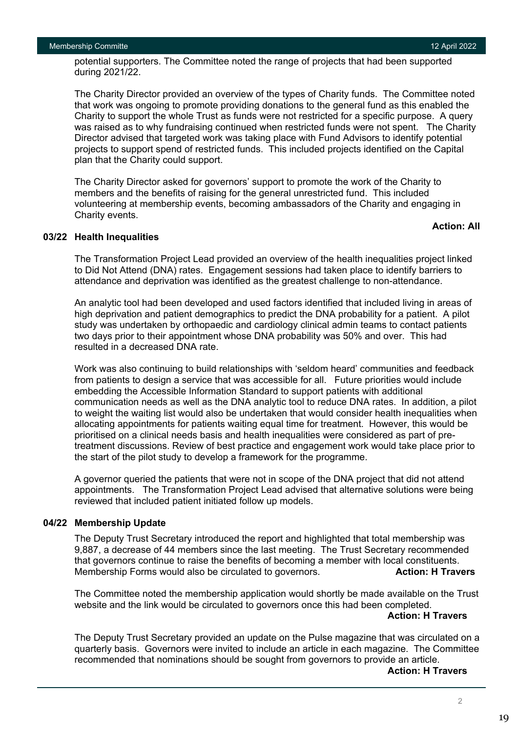potential supporters. The Committee noted the range of projects that had been supported during 2021/22.

The Charity Director provided an overview of the types of Charity funds. The Committee noted that work was ongoing to promote providing donations to the general fund as this enabled the Charity to support the whole Trust as funds were not restricted for a specific purpose. A query was raised as to why fundraising continued when restricted funds were not spent. The Charity Director advised that targeted work was taking place with Fund Advisors to identify potential projects to support spend of restricted funds. This included projects identified on the Capital plan that the Charity could support.

The Charity Director asked for governors' support to promote the work of the Charity to members and the benefits of raising for the general unrestricted fund. This included volunteering at membership events, becoming ambassadors of the Charity and engaging in Charity events.

**Action: All**

**03/22 Health Inequalities**

The Transformation Project Lead provided an overview of the health inequalities project linked to Did Not Attend (DNA) rates. Engagement sessions had taken place to identify barriers to attendance and deprivation was identified as the greatest challenge to non-attendance.

An analytic tool had been developed and used factors identified that included living in areas of high deprivation and patient demographics to predict the DNA probability for a patient. A pilot study was undertaken by orthopaedic and cardiology clinical admin teams to contact patients two days prior to their appointment whose DNA probability was 50% and over. This had resulted in a decreased DNA rate.

Work was also continuing to build relationships with 'seldom heard' communities and feedback from patients to design a service that was accessible for all. Future priorities would include embedding the Accessible Information Standard to support patients with additional communication needs as well as the DNA analytic tool to reduce DNA rates. In addition, a pilot to weight the waiting list would also be undertaken that would consider health inequalities when allocating appointments for patients waiting equal time for treatment. However, this would be prioritised on a clinical needs basis and health inequalities were considered as part of pre-treatment discussions. Review of best practice and engagement work would take place prior to the start of the pilot study to develop a framework for the programme.

A governor queried the patients that were not in scope of the DNA project that did not attend appointments. The Transformation Project Lead advised that alternative solutions were being reviewed that included patient initiated follow up models.

**04/22 Membership Update**

The Deputy Trust Secretary introduced the report and highlighted that total membership was 9,887, a decrease of 44 members since the last meeting. The Trust Secretary recommended that governors continue to raise the benefits of becoming a member with local constituents. Membership Forms would also be circulated to governors. **Action: H Travers**

The Committee noted the membership application would shortly be made available on the Trust website and the link would be circulated to governors once this had been completed.

**Action: H Travers**

The Deputy Trust Secretary provided an update on the Pulse magazine that was circulated on a quarterly basis. Governors were invited to include an article in each magazine. The Committee recommended that nominations should be sought from governors to provide an article.

**Action: H Travers**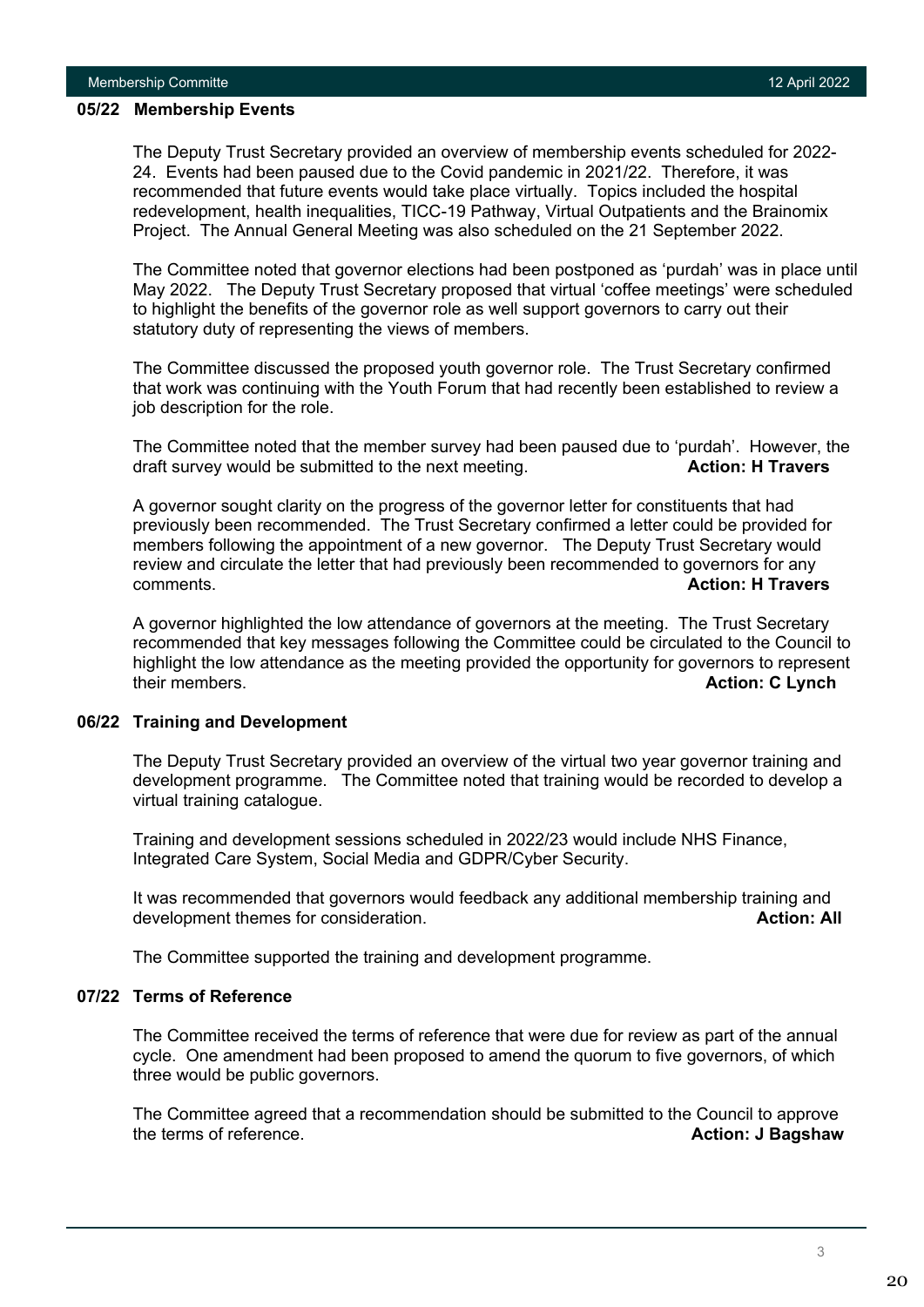### 05/22 Membership Events

The Deputy Trust Secretary provided an overview of membership events scheduled for 2022-24. Events had been paused due to the Covid pandemic in 2021/22. Therefore, it was recommended that future events would take place virtually. Topics included the hospital redevelopment, health inequalities, TICC-19 Pathway, Virtual Outpatients and the Brainomix Project. The Annual General Meeting was also scheduled on the 21 September 2022.

The Committee noted that governor elections had been postponed as 'purdah' was in place until May 2022. The Deputy Trust Secretary proposed that virtual 'coffee meetings' were scheduled to highlight the benefits of the governor role as well support governors to carry out their statutory duty of representing the views of members.

The Committee discussed the proposed youth governor role. The Trust Secretary confirmed that work was continuing with the Youth Forum that had recently been established to review a job description for the role.

The Committee noted that the member survey had been paused due to 'purdah'. However, the draft survey would be submitted to the next meeting. **Action: H Travers**

A governor sought clarity on the progress of the governor letter for constituents that had previously been recommended. The Trust Secretary confirmed a letter could be provided for members following the appointment of a new governor. The Deputy Trust Secretary would review and circulate the letter that had previously been recommended to governors for any comments. **Action: H Travers**

A governor highlighted the low attendance of governors at the meeting. The Trust Secretary recommended that key messages following the Committee could be circulated to the Council to highlight the low attendance as the meeting provided the opportunity for governors to represent their members. **Action: C Lynch**

### 06/22 Training and Development

The Deputy Trust Secretary provided an overview of the virtual two year governor training and development programme. The Committee noted that training would be recorded to develop a virtual training catalogue.

Training and development sessions scheduled in 2022/23 would include NHS Finance, Integrated Care System, Social Media and GDPR/Cyber Security.

It was recommended that governors would feedback any additional membership training and development themes for consideration. **Action: All**

The Committee supported the training and development programme.

### 07/22 Terms of Reference

The Committee received the terms of reference that were due for review as part of the annual cycle. One amendment had been proposed to amend the quorum to five governors, of which three would be public governors.

The Committee agreed that a recommendation should be submitted to the Council to approve the terms of reference. **Action: J Bagshaw**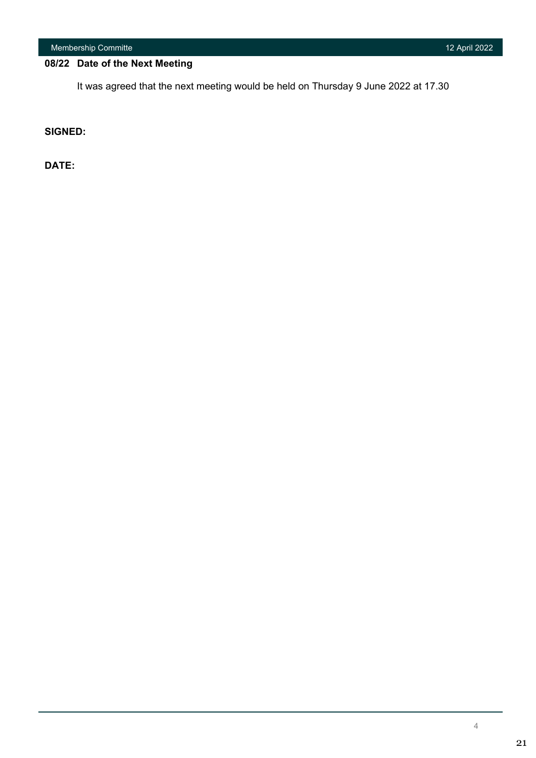**08/22 Date of the Next Meeting**

It was agreed that the next meeting would be held on Thursday 9 June 2022 at 17.30

**SIGNED:**

**DATE:**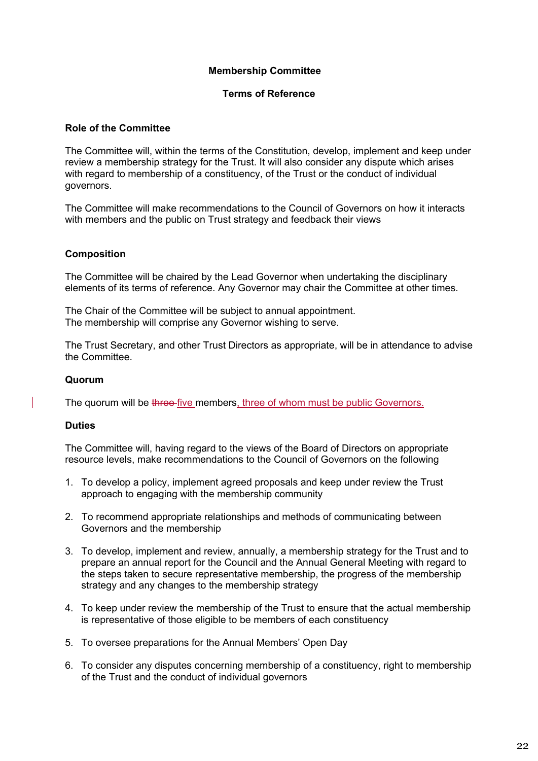**Membership Committee**

**Terms of Reference**

**Role of the Committee**

The Committee will, within the terms of the Constitution, develop, implement and keep under review a membership strategy for the Trust. It will also consider any dispute which arises with regard to membership of a constituency, of the Trust or the conduct of individual governors.

The Committee will make recommendations to the Council of Governors on how it interacts with members and the public on Trust strategy and feedback their views

**Composition**

The Committee will be chaired by the Lead Governor when undertaking the disciplinary elements of its terms of reference. Any Governor may chair the Committee at other times.

The Chair of the Committee will be subject to annual appointment.
The membership will comprise any Governor wishing to serve.

The Trust Secretary, and other Trust Directors as appropriate, will be in attendance to advise the Committee.

**Quorum**

The quorum will be ~~three~~ five members, three of whom must be public Governors.

**Duties**

The Committee will, having regard to the views of the Board of Directors on appropriate resource levels, make recommendations to the Council of Governors on the following

1. To develop a policy, implement agreed proposals and keep under review the Trust approach to engaging with the membership community
2. To recommend appropriate relationships and methods of communicating between Governors and the membership
3. To develop, implement and review, annually, a membership strategy for the Trust and to prepare an annual report for the Council and the Annual General Meeting with regard to the steps taken to secure representative membership, the progress of the membership strategy and any changes to the membership strategy
4. To keep under review the membership of the Trust to ensure that the actual membership is representative of those eligible to be members of each constituency
5. To oversee preparations for the Annual Members' Open Day
6. To consider any disputes concerning membership of a constituency, right to membership of the Trust and the conduct of individual governors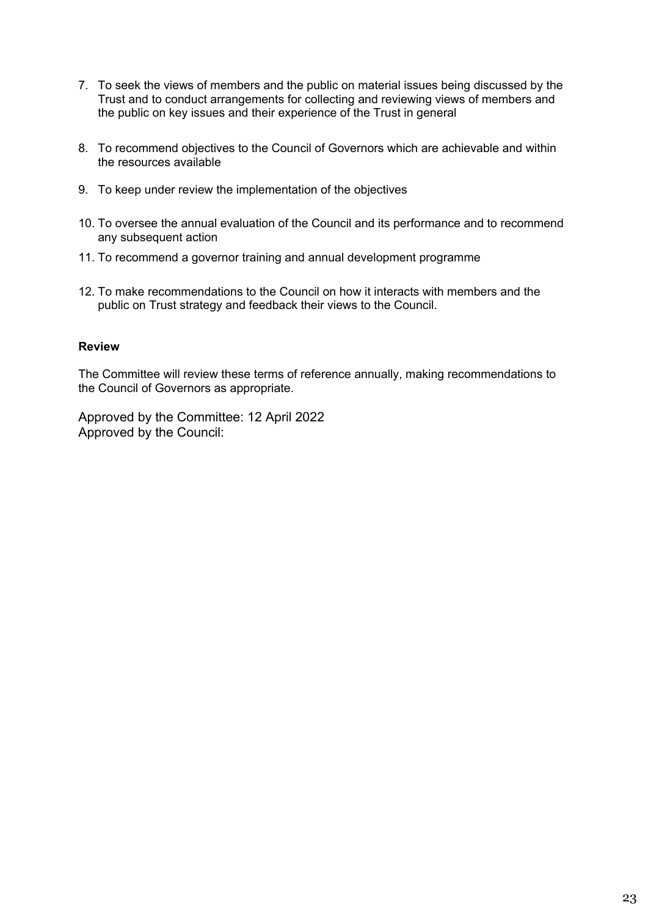7. To seek the views of members and the public on material issues being discussed by the Trust and to conduct arrangements for collecting and reviewing views of members and the public on key issues and their experience of the Trust in general

8. To recommend objectives to the Council of Governors which are achievable and within the resources available

9. To keep under review the implementation of the objectives

10. To oversee the annual evaluation of the Council and its performance and to recommend any subsequent action

11. To recommend a governor training and annual development programme

12. To make recommendations to the Council on how it interacts with members and the public on Trust strategy and feedback their views to the Council.

**Review**

The Committee will review these terms of reference annually, making recommendations to the Council of Governors as appropriate.

Approved by the Committee: 12 April 2022
Approved by the Council: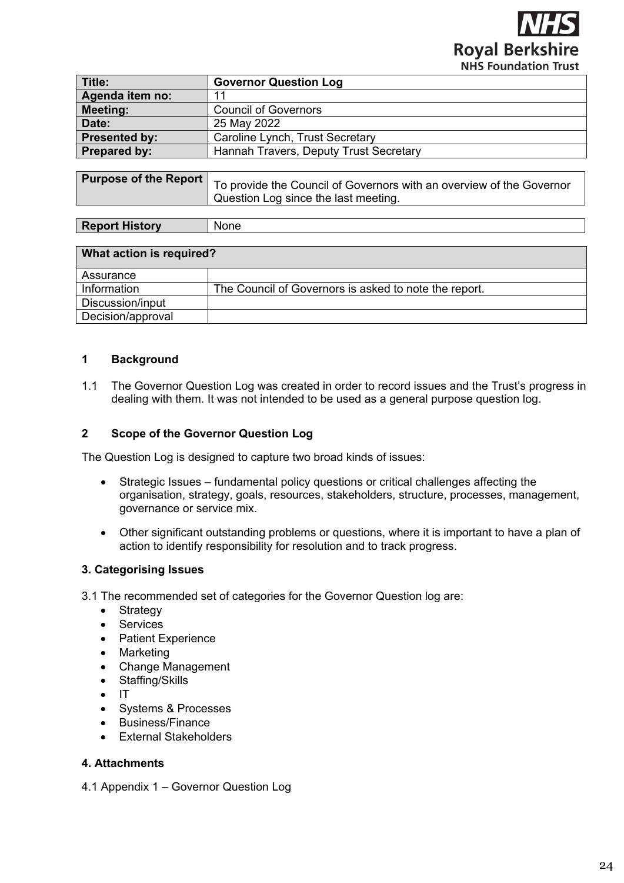Royal Berkshire NHS Foundation Trust

| Title: | Governor Question Log |
| --- | --- |
| Agenda item no: | 11 |
| Meeting: | Council of Governors |
| Date: | 25 May 2022 |
| Presented by: | Caroline Lynch, Trust Secretary |
| Prepared by: | Hannah Travers, Deputy Trust Secretary |

| Purpose of the Report | To provide the Council of Governors with an overview of the Governor Question Log since the last meeting. |
| --- | --- |

| Report History | None |
| --- | --- |

| What action is required? | |
| --- | --- |
| Assurance | |
| Information | The Council of Governors is asked to note the report. |
| Discussion/input | |
| Decision/approval | |

## 1 Background

1.1 The Governor Question Log was created in order to record issues and the Trust's progress in dealing with them. It was not intended to be used as a general purpose question log.

## 2 Scope of the Governor Question Log

The Question Log is designed to capture two broad kinds of issues:

- Strategic Issues – fundamental policy questions or critical challenges affecting the organisation, strategy, goals, resources, stakeholders, structure, processes, management, governance or service mix.
- Other significant outstanding problems or questions, where it is important to have a plan of action to identify responsibility for resolution and to track progress.

## 3. Categorising Issues

3.1 The recommended set of categories for the Governor Question log are:

- Strategy
- Services
- Patient Experience
- Marketing
- Change Management
- Staffing/Skills
- IT
- Systems & Processes
- Business/Finance
- External Stakeholders

## 4. Attachments

4.1 Appendix 1 – Governor Question Log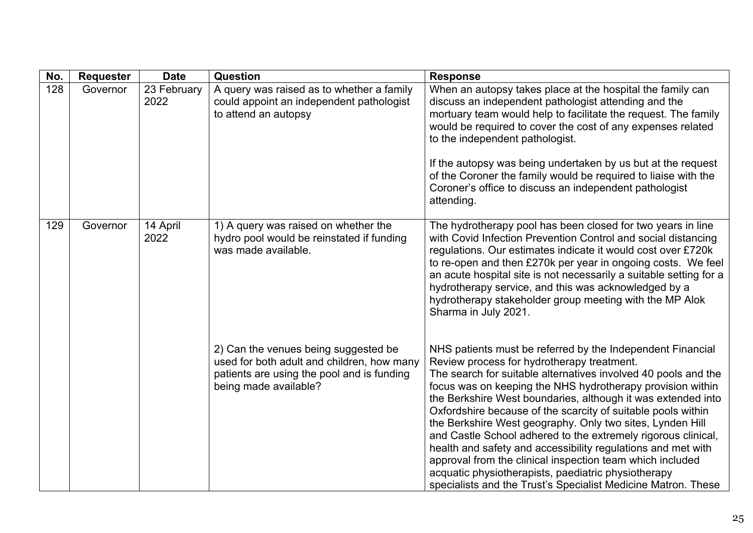| No. | Requester | Date | Question | Response |
|---|---|---|---|---|
| 128 | Governor | 23 February 2022 | A query was raised as to whether a family could appoint an independent pathologist to attend an autopsy | When an autopsy takes place at the hospital the family can discuss an independent pathologist attending and the mortuary team would help to facilitate the request. The family would be required to cover the cost of any expenses related to the independent pathologist.<br><br>If the autopsy was being undertaken by us but at the request of the Coroner the family would be required to liaise with the Coroner's office to discuss an independent pathologist attending. |
| 129 | Governor | 14 April 2022 | 1) A query was raised on whether the hydro pool would be reinstated if funding was made available.<br><br>2) Can the venues being suggested be used for both adult and children, how many patients are using the pool and is funding being made available? | The hydrotherapy pool has been closed for two years in line with Covid Infection Prevention Control and social distancing regulations. Our estimates indicate it would cost over £720k to re-open and then £270k per year in ongoing costs. We feel an acute hospital site is not necessarily a suitable setting for a hydrotherapy service, and this was acknowledged by a hydrotherapy stakeholder group meeting with the MP Alok Sharma in July 2021.<br><br>NHS patients must be referred by the Independent Financial Review process for hydrotherapy treatment.<br>The search for suitable alternatives involved 40 pools and the focus was on keeping the NHS hydrotherapy provision within the Berkshire West boundaries, although it was extended into Oxfordshire because of the scarcity of suitable pools within the Berkshire West geography. Only two sites, Lynden Hill and Castle School adhered to the extremely rigorous clinical, health and safety and accessibility regulations and met with approval from the clinical inspection team which included acquatic physiotherapists, paediatric physiotherapy specialists and the Trust's Specialist Medicine Matron. These |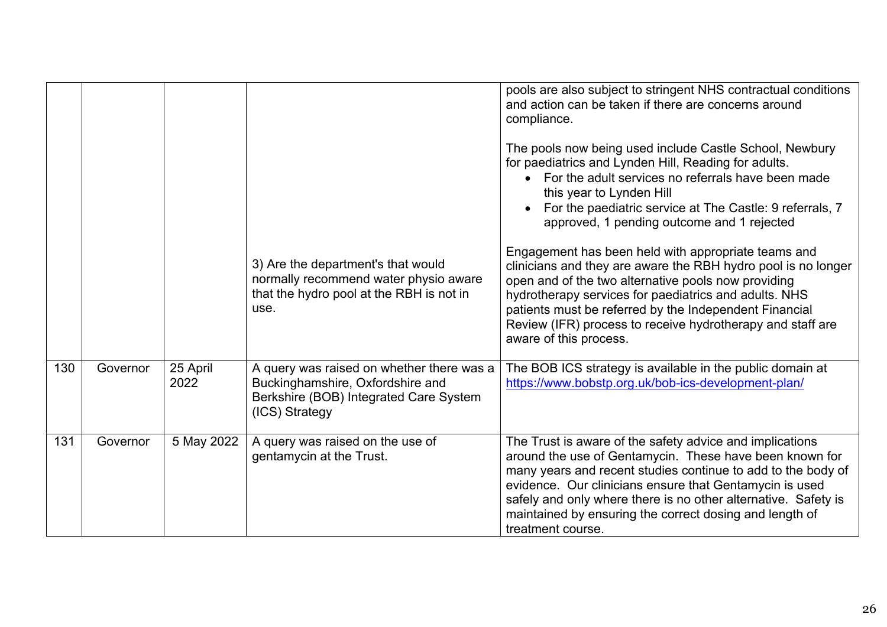| | | | | |
|---|---|---|---|---|
| | | | 3) Are the department's that would normally recommend water physio aware that the hydro pool at the RBH is not in use. | pools are also subject to stringent NHS contractual conditions and action can be taken if there are concerns around compliance.<br><br>The pools now being used include Castle School, Newbury for paediatrics and Lynden Hill, Reading for adults.<br>• For the adult services no referrals have been made this year to Lynden Hill<br>• For the paediatric service at The Castle: 9 referrals, 7 approved, 1 pending outcome and 1 rejected<br><br>Engagement has been held with appropriate teams and clinicians and they are aware the RBH hydro pool is no longer open and of the two alternative pools now providing hydrotherapy services for paediatrics and adults. NHS patients must be referred by the Independent Financial Review (IFR) process to receive hydrotherapy and staff are aware of this process. |
| 130 | Governor | 25 April 2022 | A query was raised on whether there was a Buckinghamshire, Oxfordshire and Berkshire (BOB) Integrated Care System (ICS) Strategy | The BOB ICS strategy is available in the public domain at https://www.bobstp.org.uk/bob-ics-development-plan/ |
| 131 | Governor | 5 May 2022 | A query was raised on the use of gentamycin at the Trust. | The Trust is aware of the safety advice and implications around the use of Gentamycin. These have been known for many years and recent studies continue to add to the body of evidence. Our clinicians ensure that Gentamycin is used safely and only where there is no other alternative. Safety is maintained by ensuring the correct dosing and length of treatment course. |